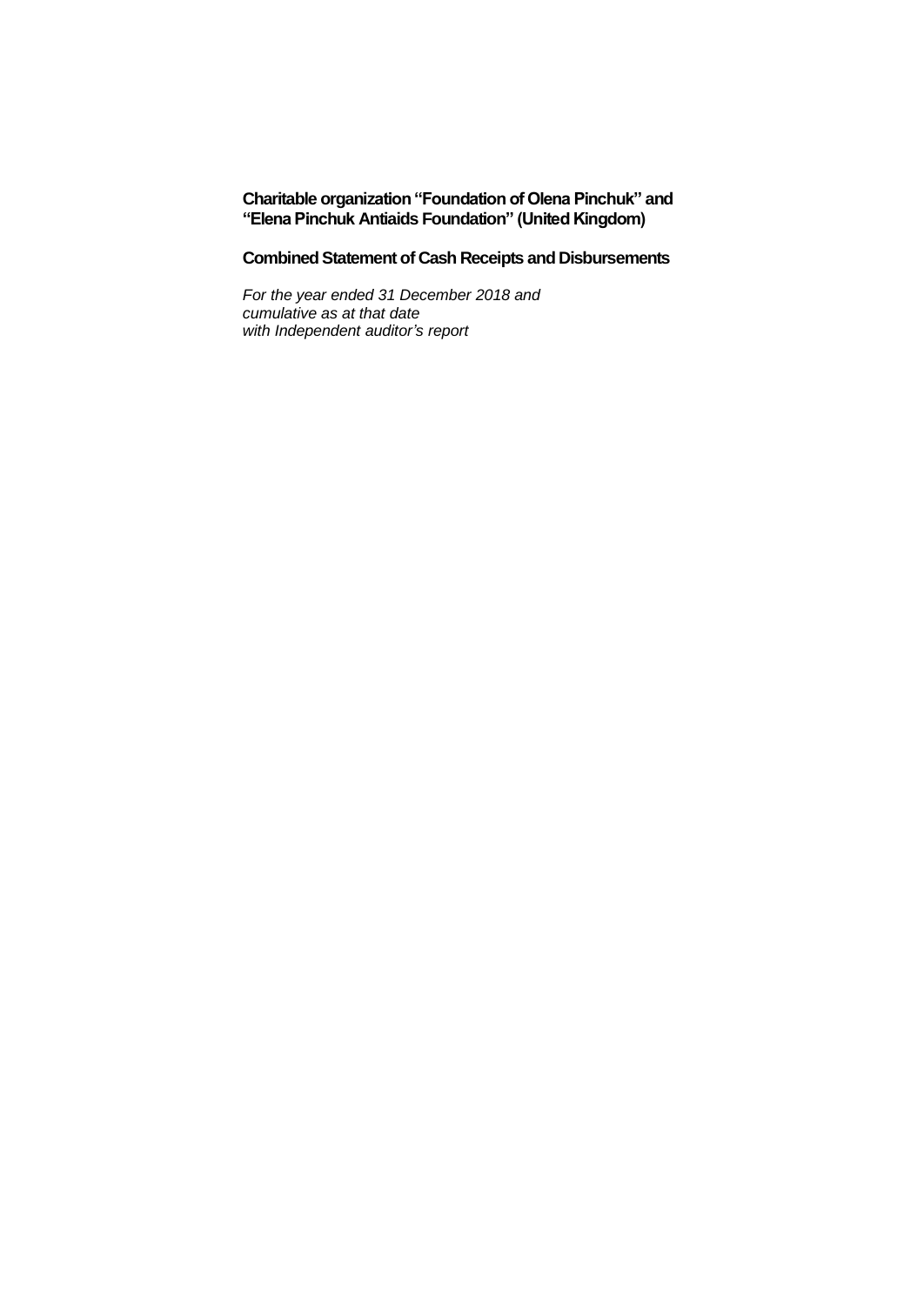# Charitable organization "Foundation of Olena Pinchuk" and "Elena Pinchuk Antiaids Foundation" (United Kingdom)

## Combined Statement of Cash Receipts and Disbursements

*For the year ended 31 December 2018 and*
*cumulative as at that date*
*with Independent auditor's report*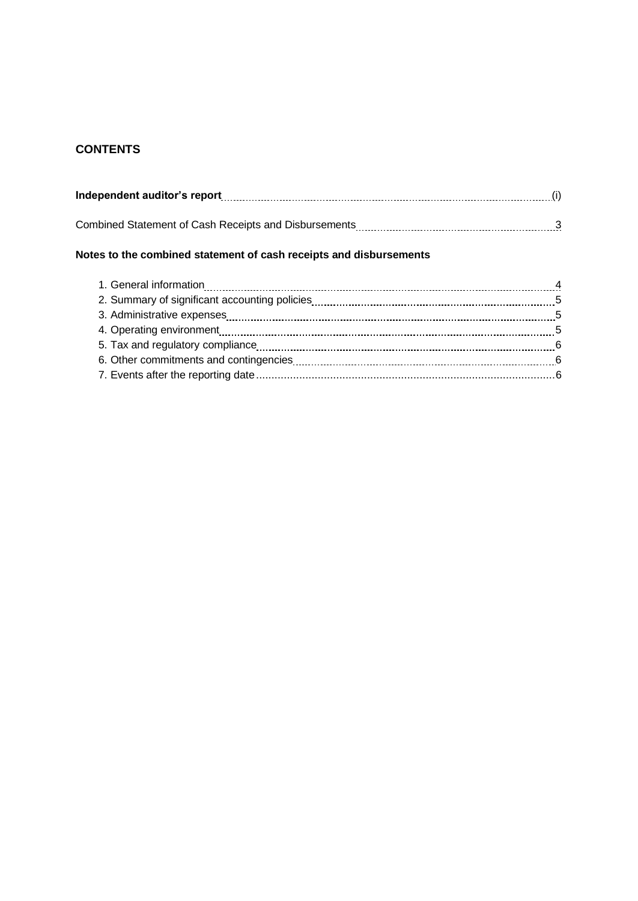## CONTENTS

**Independent auditor's report** ........................................................................ (i)

Combined Statement of Cash Receipts and Disbursements ........................................ 3

**Notes to the combined statement of cash receipts and disbursements**

1. General information ........................................................................ 4
2. Summary of significant accounting policies ........................................ 5
3. Administrative expenses ........................................................................ 5
4. Operating environment ........................................................................ 5
5. Tax and regulatory compliance ........................................................................ 6
6. Other commitments and contingencies ........................................................................ 6
7. Events after the reporting date ........................................................................ 6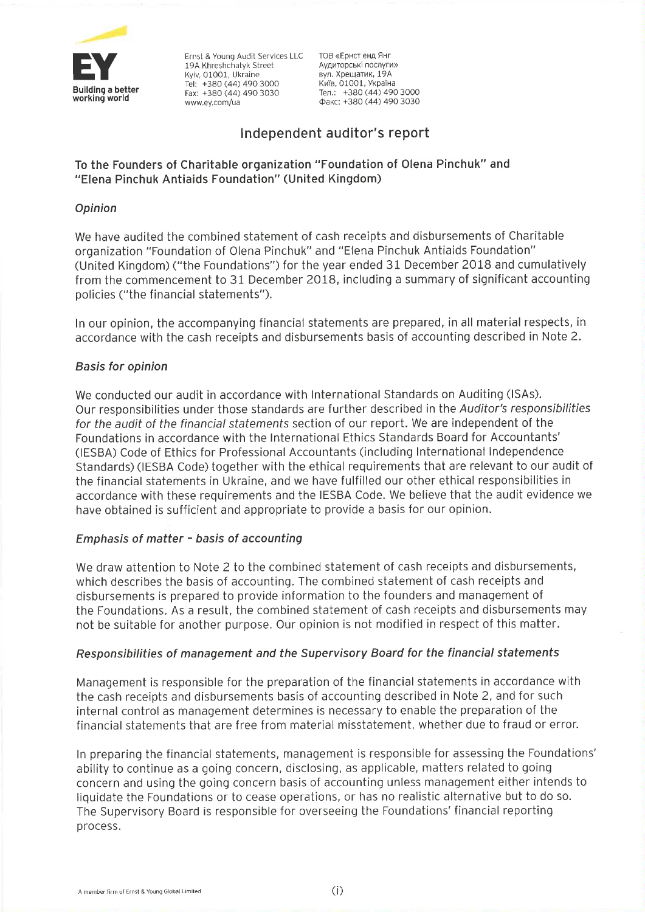Ernst & Young Audit Services LLC
19A Khreshchatyk Street
Kyiv, 01001, Ukraine
Tel: +380 (44) 490 3000
Fax: +380 (44) 490 3030
www.ey.com/ua

ТОВ «Ернст енд Янг Аудиторські послуги»
вул. Хрещатик, 19А
Київ, 01001, Україна
Тел.: +380 (44) 490 3000
Факс: +380 (44) 490 3030

# Independent auditor's report

## To the Founders of Charitable organization "Foundation of Olena Pinchuk" and "Elena Pinchuk Antiaids Foundation" (United Kingdom)

### *Opinion*

We have audited the combined statement of cash receipts and disbursements of Charitable organization "Foundation of Olena Pinchuk" and "Elena Pinchuk Antiaids Foundation" (United Kingdom) ("the Foundations") for the year ended 31 December 2018 and cumulatively from the commencement to 31 December 2018, including a summary of significant accounting policies ("the financial statements").

In our opinion, the accompanying financial statements are prepared, in all material respects, in accordance with the cash receipts and disbursements basis of accounting described in Note 2.

### *Basis for opinion*

We conducted our audit in accordance with International Standards on Auditing (ISAs). Our responsibilities under those standards are further described in the *Auditor's responsibilities for the audit of the financial statements* section of our report. We are independent of the Foundations in accordance with the International Ethics Standards Board for Accountants' (IESBA) Code of Ethics for Professional Accountants (including International Independence Standards) (IESBA Code) together with the ethical requirements that are relevant to our audit of the financial statements in Ukraine, and we have fulfilled our other ethical responsibilities in accordance with these requirements and the IESBA Code. We believe that the audit evidence we have obtained is sufficient and appropriate to provide a basis for our opinion.

### *Emphasis of matter – basis of accounting*

We draw attention to Note 2 to the combined statement of cash receipts and disbursements, which describes the basis of accounting. The combined statement of cash receipts and disbursements is prepared to provide information to the founders and management of the Foundations. As a result, the combined statement of cash receipts and disbursements may not be suitable for another purpose. Our opinion is not modified in respect of this matter.

### *Responsibilities of management and the Supervisory Board for the financial statements*

Management is responsible for the preparation of the financial statements in accordance with the cash receipts and disbursements basis of accounting described in Note 2, and for such internal control as management determines is necessary to enable the preparation of the financial statements that are free from material misstatement, whether due to fraud or error.

In preparing the financial statements, management is responsible for assessing the Foundations' ability to continue as a going concern, disclosing, as applicable, matters related to going concern and using the going concern basis of accounting unless management either intends to liquidate the Foundations or to cease operations, or has no realistic alternative but to do so. The Supervisory Board is responsible for overseeing the Foundations' financial reporting process.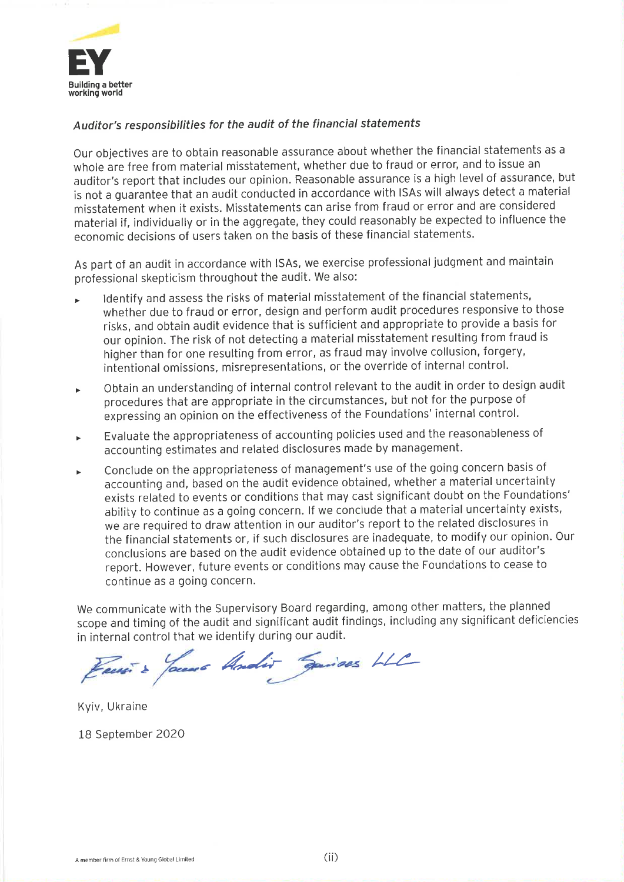*Auditor's responsibilities for the audit of the financial statements*

Our objectives are to obtain reasonable assurance about whether the financial statements as a whole are free from material misstatement, whether due to fraud or error, and to issue an auditor's report that includes our opinion. Reasonable assurance is a high level of assurance, but is not a guarantee that an audit conducted in accordance with ISAs will always detect a material misstatement when it exists. Misstatements can arise from fraud or error and are considered material if, individually or in the aggregate, they could reasonably be expected to influence the economic decisions of users taken on the basis of these financial statements.

As part of an audit in accordance with ISAs, we exercise professional judgment and maintain professional skepticism throughout the audit. We also:

- Identify and assess the risks of material misstatement of the financial statements, whether due to fraud or error, design and perform audit procedures responsive to those risks, and obtain audit evidence that is sufficient and appropriate to provide a basis for our opinion. The risk of not detecting a material misstatement resulting from fraud is higher than for one resulting from error, as fraud may involve collusion, forgery, intentional omissions, misrepresentations, or the override of internal control.
- Obtain an understanding of internal control relevant to the audit in order to design audit procedures that are appropriate in the circumstances, but not for the purpose of expressing an opinion on the effectiveness of the Foundations' internal control.
- Evaluate the appropriateness of accounting policies used and the reasonableness of accounting estimates and related disclosures made by management.
- Conclude on the appropriateness of management's use of the going concern basis of accounting and, based on the audit evidence obtained, whether a material uncertainty exists related to events or conditions that may cast significant doubt on the Foundations' ability to continue as a going concern. If we conclude that a material uncertainty exists, we are required to draw attention in our auditor's report to the related disclosures in the financial statements or, if such disclosures are inadequate, to modify our opinion. Our conclusions are based on the audit evidence obtained up to the date of our auditor's report. However, future events or conditions may cause the Foundations to cease to continue as a going concern.

We communicate with the Supervisory Board regarding, among other matters, the planned scope and timing of the audit and significant audit findings, including any significant deficiencies in internal control that we identify during our audit.

Ernst & Young Audit Services LLC

Kyiv, Ukraine

18 September 2020

A member firm of Ernst & Young Global Limited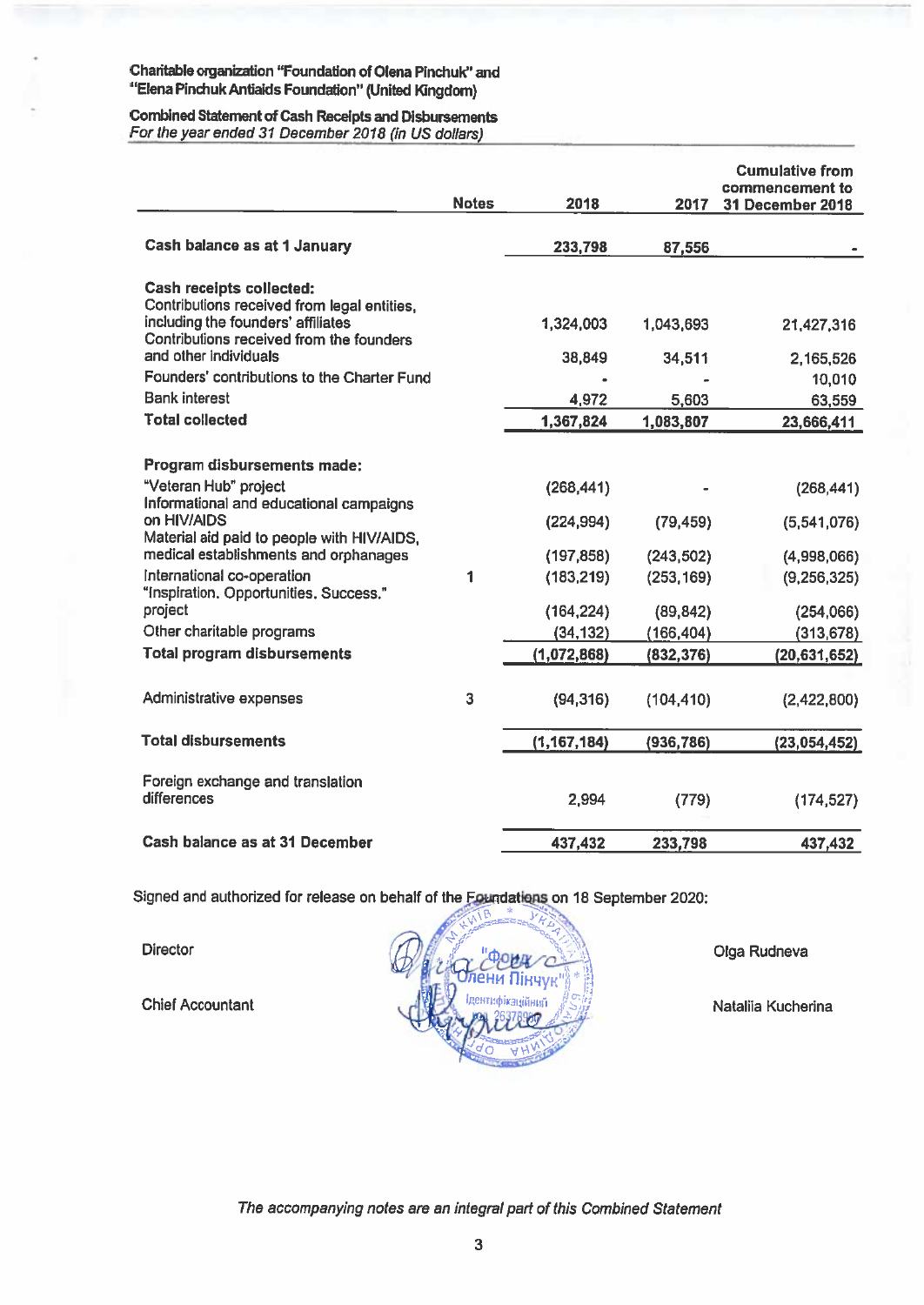**Charitable organization "Foundation of Olena Pinchuk" and "Elena Pinchuk Antiaids Foundation" (United Kingdom)**

**Combined Statement of Cash Receipts and Disbursements**
*For the year ended 31 December 2018 (in US dollars)*

| | Notes | 2018 | 2017 | Cumulative from commencement to 31 December 2018 |
|---|---|---|---|---|
| **Cash balance as at 1 January** | | **233,798** | **87,556** | **-** |
| **Cash receipts collected:** | | | | |
| Contributions received from legal entities, including the founders' affiliates | | 1,324,003 | 1,043,693 | 21,427,316 |
| Contributions received from the founders and other individuals | | 38,849 | 34,511 | 2,165,526 |
| Founders' contributions to the Charter Fund | | - | - | 10,010 |
| Bank interest | | 4,972 | 5,603 | 63,559 |
| **Total collected** | | **1,367,824** | **1,083,807** | **23,666,411** |
| **Program disbursements made:** | | | | |
| "Veteran Hub" project | | (268,441) | - | (268,441) |
| Informational and educational campaigns on HIV/AIDS | | (224,994) | (79,459) | (5,541,076) |
| Material aid paid to people with HIV/AIDS, medical establishments and orphanages | | (197,858) | (243,502) | (4,998,066) |
| International co-operation | 1 | (183,219) | (253,169) | (9,256,325) |
| "Inspiration. Opportunities. Success." project | | (164,224) | (89,842) | (254,066) |
| Other charitable programs | | (34,132) | (166,404) | (313,678) |
| **Total program disbursements** | | **(1,072,868)** | **(832,376)** | **(20,631,652)** |
| Administrative expenses | 3 | (94,316) | (104,410) | (2,422,800) |
| **Total disbursements** | | **(1,167,184)** | **(936,786)** | **(23,054,452)** |
| Foreign exchange and translation differences | | 2,994 | (779) | (174,527) |
| **Cash balance as at 31 December** | | **437,432** | **233,798** | **437,432** |

Signed and authorized for release on behalf of the Foundations on 18 September 2020:

Director — Olga Rudneva

Chief Accountant — Nataliia Kucherina

*The accompanying notes are an integral part of this Combined Statement*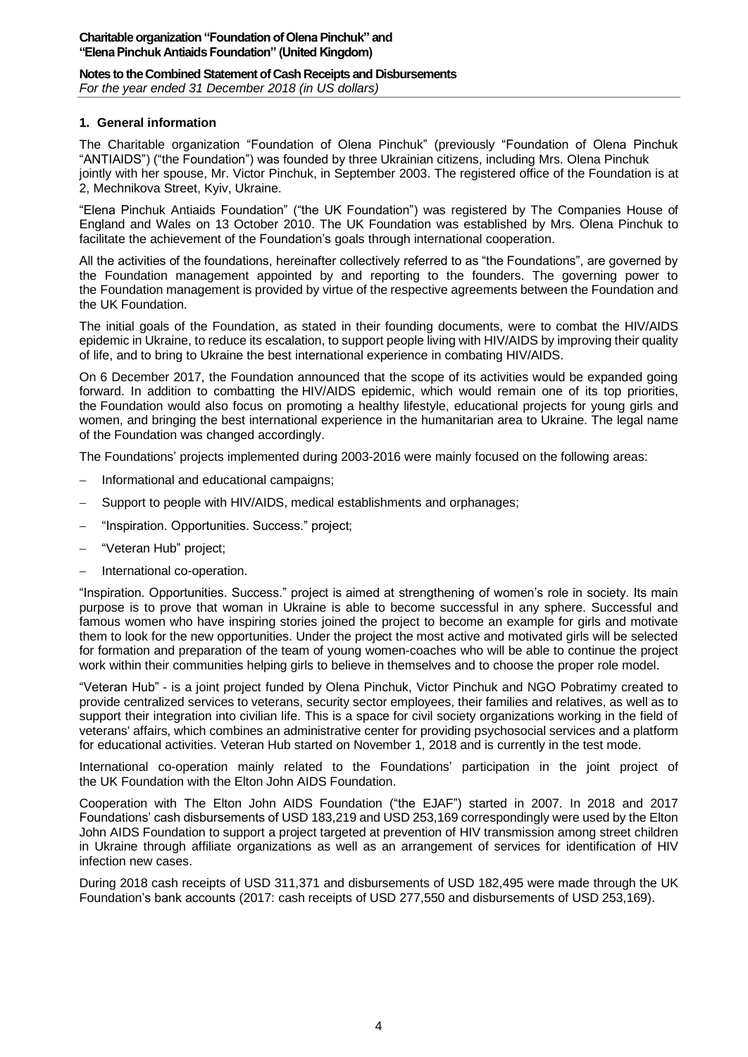## 1. General information

The Charitable organization "Foundation of Olena Pinchuk" (previously "Foundation of Olena Pinchuk "ANTIAIDS") ("the Foundation") was founded by three Ukrainian citizens, including Mrs. Olena Pinchuk jointly with her spouse, Mr. Victor Pinchuk, in September 2003. The registered office of the Foundation is at 2, Mechnikova Street, Kyiv, Ukraine.

"Elena Pinchuk Antiaids Foundation" ("the UK Foundation") was registered by The Companies House of England and Wales on 13 October 2010. The UK Foundation was established by Mrs. Olena Pinchuk to facilitate the achievement of the Foundation's goals through international cooperation.

All the activities of the foundations, hereinafter collectively referred to as "the Foundations", are governed by the Foundation management appointed by and reporting to the founders. The governing power to the Foundation management is provided by virtue of the respective agreements between the Foundation and the UK Foundation.

The initial goals of the Foundation, as stated in their founding documents, were to combat the HIV/AIDS epidemic in Ukraine, to reduce its escalation, to support people living with HIV/AIDS by improving their quality of life, and to bring to Ukraine the best international experience in combating HIV/AIDS.

On 6 December 2017, the Foundation announced that the scope of its activities would be expanded going forward. In addition to combatting the HIV/AIDS epidemic, which would remain one of its top priorities, the Foundation would also focus on promoting a healthy lifestyle, educational projects for young girls and women, and bringing the best international experience in the humanitarian area to Ukraine. The legal name of the Foundation was changed accordingly.

The Foundations' projects implemented during 2003-2016 were mainly focused on the following areas:

- Informational and educational campaigns;
- Support to people with HIV/AIDS, medical establishments and orphanages;
- "Inspiration. Opportunities. Success." project;
- "Veteran Hub" project;
- International co-operation.

"Inspiration. Opportunities. Success." project is aimed at strengthening of women's role in society. Its main purpose is to prove that woman in Ukraine is able to become successful in any sphere. Successful and famous women who have inspiring stories joined the project to become an example for girls and motivate them to look for the new opportunities. Under the project the most active and motivated girls will be selected for formation and preparation of the team of young women-coaches who will be able to continue the project work within their communities helping girls to believe in themselves and to choose the proper role model.

"Veteran Hub" - is a joint project funded by Olena Pinchuk, Victor Pinchuk and NGO Pobratimy created to provide centralized services to veterans, security sector employees, their families and relatives, as well as to support their integration into civilian life. This is a space for civil society organizations working in the field of veterans' affairs, which combines an administrative center for providing psychosocial services and a platform for educational activities. Veteran Hub started on November 1, 2018 and is currently in the test mode.

International co-operation mainly related to the Foundations' participation in the joint project of the UK Foundation with the Elton John AIDS Foundation.

Cooperation with The Elton John AIDS Foundation ("the EJAF") started in 2007. In 2018 and 2017 Foundations' cash disbursements of USD 183,219 and USD 253,169 correspondingly were used by the Elton John AIDS Foundation to support a project targeted at prevention of HIV transmission among street children in Ukraine through affiliate organizations as well as an arrangement of services for identification of HIV infection new cases.

During 2018 cash receipts of USD 311,371 and disbursements of USD 182,495 were made through the UK Foundation's bank accounts (2017: cash receipts of USD 277,550 and disbursements of USD 253,169).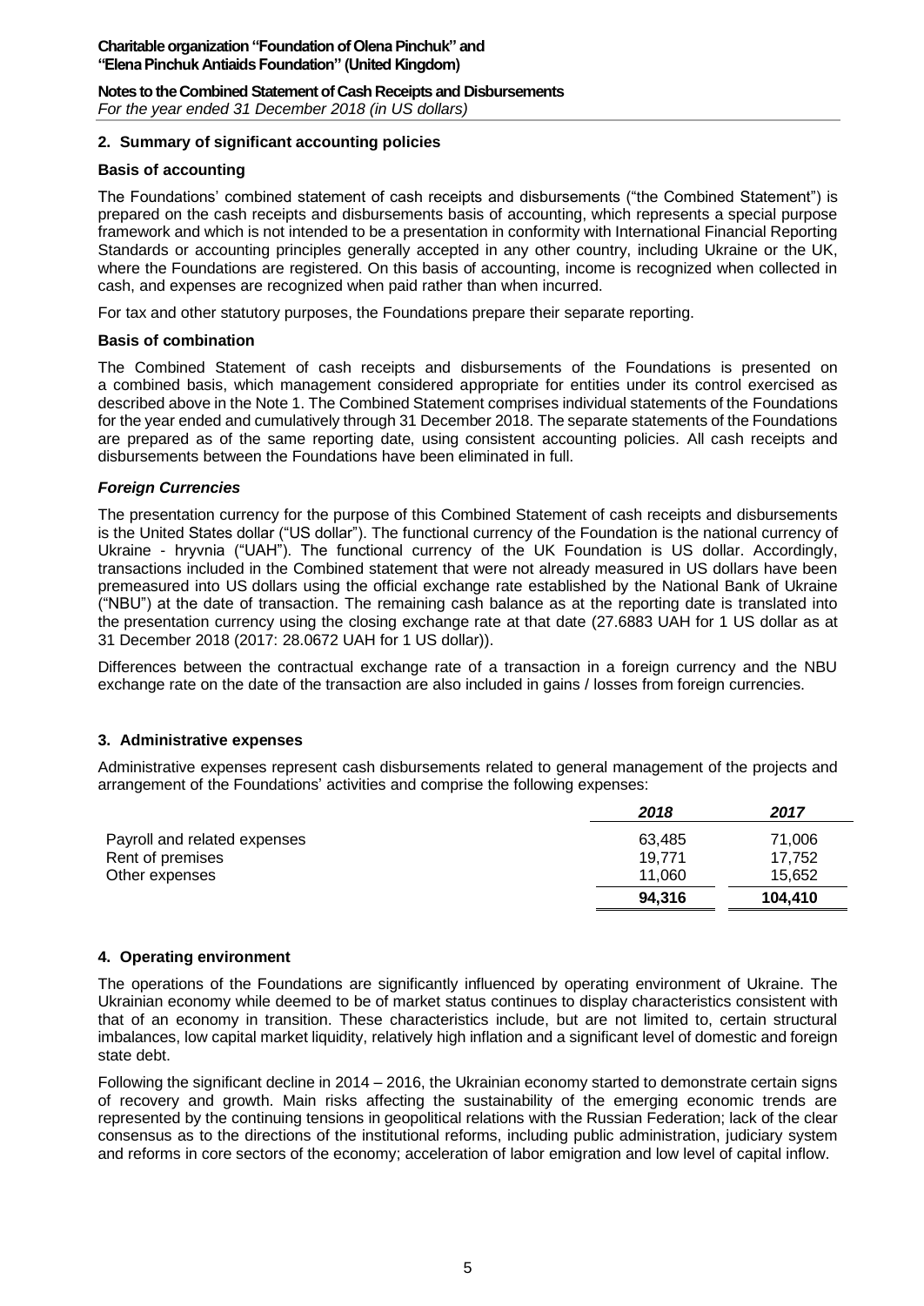## 2. Summary of significant accounting policies

### Basis of accounting

The Foundations' combined statement of cash receipts and disbursements ("the Combined Statement") is prepared on the cash receipts and disbursements basis of accounting, which represents a special purpose framework and which is not intended to be a presentation in conformity with International Financial Reporting Standards or accounting principles generally accepted in any other country, including Ukraine or the UK, where the Foundations are registered. On this basis of accounting, income is recognized when collected in cash, and expenses are recognized when paid rather than when incurred.

For tax and other statutory purposes, the Foundations prepare their separate reporting.

### Basis of combination

The Combined Statement of cash receipts and disbursements of the Foundations is presented on a combined basis, which management considered appropriate for entities under its control exercised as described above in the Note 1. The Combined Statement comprises individual statements of the Foundations for the year ended and cumulatively through 31 December 2018. The separate statements of the Foundations are prepared as of the same reporting date, using consistent accounting policies. All cash receipts and disbursements between the Foundations have been eliminated in full.

### *Foreign Currencies*

The presentation currency for the purpose of this Combined Statement of cash receipts and disbursements is the United States dollar ("US dollar"). The functional currency of the Foundation is the national currency of Ukraine - hryvnia ("UAH"). The functional currency of the UK Foundation is US dollar. Accordingly, transactions included in the Combined statement that were not already measured in US dollars have been premeasured into US dollars using the official exchange rate established by the National Bank of Ukraine ("NBU") at the date of transaction. The remaining cash balance as at the reporting date is translated into the presentation currency using the closing exchange rate at that date (27.6883 UAH for 1 US dollar as at 31 December 2018 (2017: 28.0672 UAH for 1 US dollar)).

Differences between the contractual exchange rate of a transaction in a foreign currency and the NBU exchange rate on the date of the transaction are also included in gains / losses from foreign currencies.

## 3. Administrative expenses

Administrative expenses represent cash disbursements related to general management of the projects and arrangement of the Foundations' activities and comprise the following expenses:

| | *2018* | *2017* |
|---|---|---|
| Payroll and related expenses | 63,485 | 71,006 |
| Rent of premises | 19,771 | 17,752 |
| Other expenses | 11,060 | 15,652 |
| | **94,316** | **104,410** |

## 4. Operating environment

The operations of the Foundations are significantly influenced by operating environment of Ukraine. The Ukrainian economy while deemed to be of market status continues to display characteristics consistent with that of an economy in transition. These characteristics include, but are not limited to, certain structural imbalances, low capital market liquidity, relatively high inflation and a significant level of domestic and foreign state debt.

Following the significant decline in 2014 – 2016, the Ukrainian economy started to demonstrate certain signs of recovery and growth. Main risks affecting the sustainability of the emerging economic trends are represented by the continuing tensions in geopolitical relations with the Russian Federation; lack of the clear consensus as to the directions of the institutional reforms, including public administration, judiciary system and reforms in core sectors of the economy; acceleration of labor emigration and low level of capital inflow.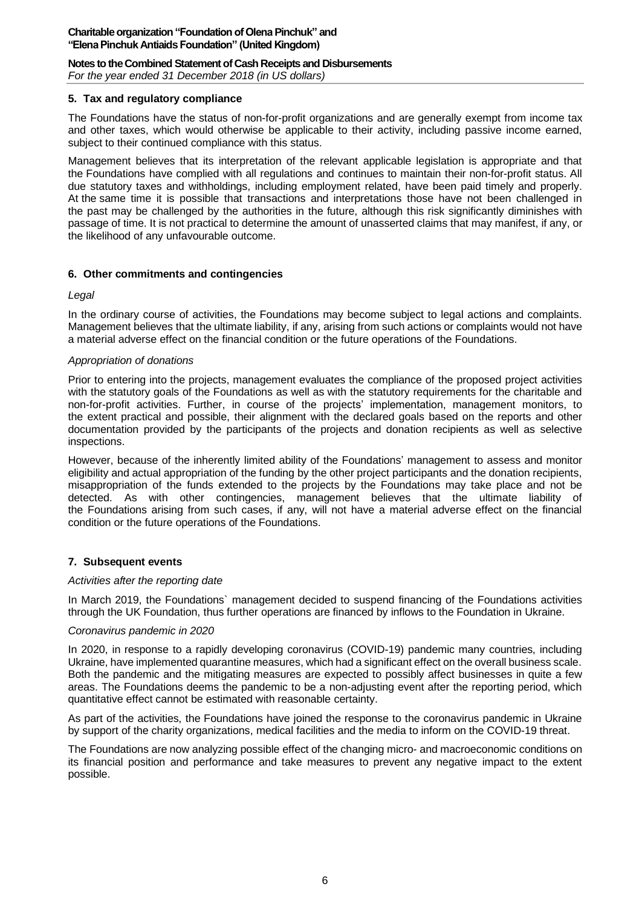## 5. Tax and regulatory compliance

The Foundations have the status of non-for-profit organizations and are generally exempt from income tax and other taxes, which would otherwise be applicable to their activity, including passive income earned, subject to their continued compliance with this status.

Management believes that its interpretation of the relevant applicable legislation is appropriate and that the Foundations have complied with all regulations and continues to maintain their non-for-profit status. All due statutory taxes and withholdings, including employment related, have been paid timely and properly. At the same time it is possible that transactions and interpretations those have not been challenged in the past may be challenged by the authorities in the future, although this risk significantly diminishes with passage of time. It is not practical to determine the amount of unasserted claims that may manifest, if any, or the likelihood of any unfavourable outcome.

## 6. Other commitments and contingencies

*Legal*

In the ordinary course of activities, the Foundations may become subject to legal actions and complaints. Management believes that the ultimate liability, if any, arising from such actions or complaints would not have a material adverse effect on the financial condition or the future operations of the Foundations.

*Appropriation of donations*

Prior to entering into the projects, management evaluates the compliance of the proposed project activities with the statutory goals of the Foundations as well as with the statutory requirements for the charitable and non-for-profit activities. Further, in course of the projects' implementation, management monitors, to the extent practical and possible, their alignment with the declared goals based on the reports and other documentation provided by the participants of the projects and donation recipients as well as selective inspections.

However, because of the inherently limited ability of the Foundations' management to assess and monitor eligibility and actual appropriation of the funding by the other project participants and the donation recipients, misappropriation of the funds extended to the projects by the Foundations may take place and not be detected. As with other contingencies, management believes that the ultimate liability of the Foundations arising from such cases, if any, will not have a material adverse effect on the financial condition or the future operations of the Foundations.

## 7. Subsequent events

*Activities after the reporting date*

In March 2019, the Foundations` management decided to suspend financing of the Foundations activities through the UK Foundation, thus further operations are financed by inflows to the Foundation in Ukraine.

*Coronavirus pandemic in 2020*

In 2020, in response to a rapidly developing coronavirus (COVID-19) pandemic many countries, including Ukraine, have implemented quarantine measures, which had a significant effect on the overall business scale. Both the pandemic and the mitigating measures are expected to possibly affect businesses in quite a few areas. The Foundations deems the pandemic to be a non-adjusting event after the reporting period, which quantitative effect cannot be estimated with reasonable certainty.

As part of the activities, the Foundations have joined the response to the coronavirus pandemic in Ukraine by support of the charity organizations, medical facilities and the media to inform on the COVID-19 threat.

The Foundations are now analyzing possible effect of the changing micro- and macroeconomic conditions on its financial position and performance and take measures to prevent any negative impact to the extent possible.